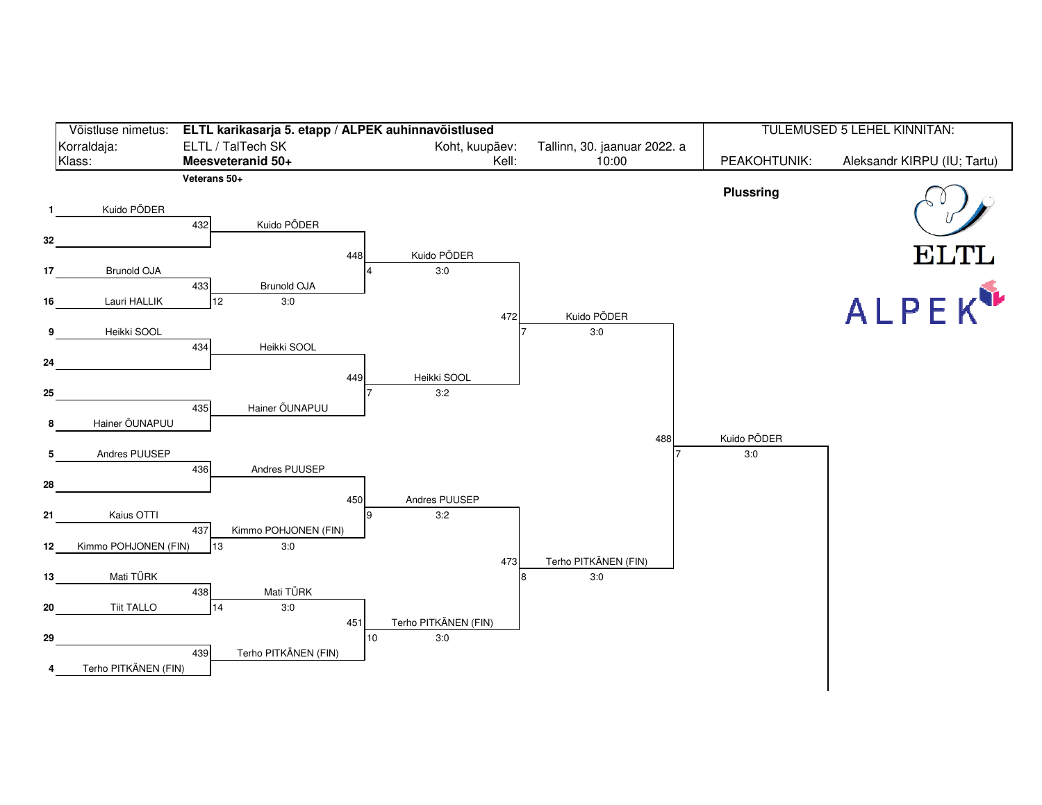| Võistluse nimetus: | ELTL karikasarja 5. etapp / ALPEK auhinnavõistlused | | | TULEMUSED 5 LEHEL KINNITAN: | |
|---|---|---|---|---|---|
| Korraldaja: | ELTL / TalTech SK | Koht, kuupäev: | Tallinn, 30. jaanuar 2022. a | | |
| Klass: | **Meesveteranid 50+** | Kell: | 10:00 | PEAKOHTUNIK: | Aleksandr KIRPU (IU; Tartu) |

**Veterans 50+**

**Plussring**

ELTL

ALPEK

| Seed | Player | Match | Round 2 | Match | Round 3 | Match | Quarterfinal | Match | Semifinal |
|---|---|---|---|---|---|---|---|---|---|
| 1 | Kuido PÕDER | 432 | Kuido PÕDER | 448 (4) | Kuido PÕDER 3:0 | 472 (7) | Kuido PÕDER 3:0 | 488 (7) | Kuido PÕDER 3:0 |
| 32 | | | | | | | | | |
| 17 | Brunold OJA | 433 (12) | Brunold OJA 3:0 | | | | | | |
| 16 | Lauri HALLIK | | | | | | | | |
| 9 | Heikki SOOL | 434 | Heikki SOOL | 449 (7) | Heikki SOOL 3:2 | | | | |
| 24 | | | | | | | | | |
| 25 | | 435 | Hainer ÕUNAPUU | | | | | | |
| 8 | Hainer ÕUNAPUU | | | | | | | | |
| 5 | Andres PUUSEP | 436 | Andres PUUSEP | 450 (9) | Andres PUUSEP 3:2 | 473 (8) | Terho PITKÄNEN (FIN) 3:0 | | |
| 28 | | | | | | | | | |
| 21 | Kaius OTTI | 437 (13) | Kimmo POHJONEN (FIN) 3:0 | | | | | | |
| 12 | Kimmo POHJONEN (FIN) | | | | | | | | |
| 13 | Mati TÜRK | 438 (14) | Mati TÜRK 3:0 | 451 (10) | Terho PITKÄNEN (FIN) 3:0 | | | | |
| 20 | Tiit TALLO | | | | | | | | |
| 29 | | 439 | Terho PITKÄNEN (FIN) | | | | | | |
| 4 | Terho PITKÄNEN (FIN) | | | | | | | | |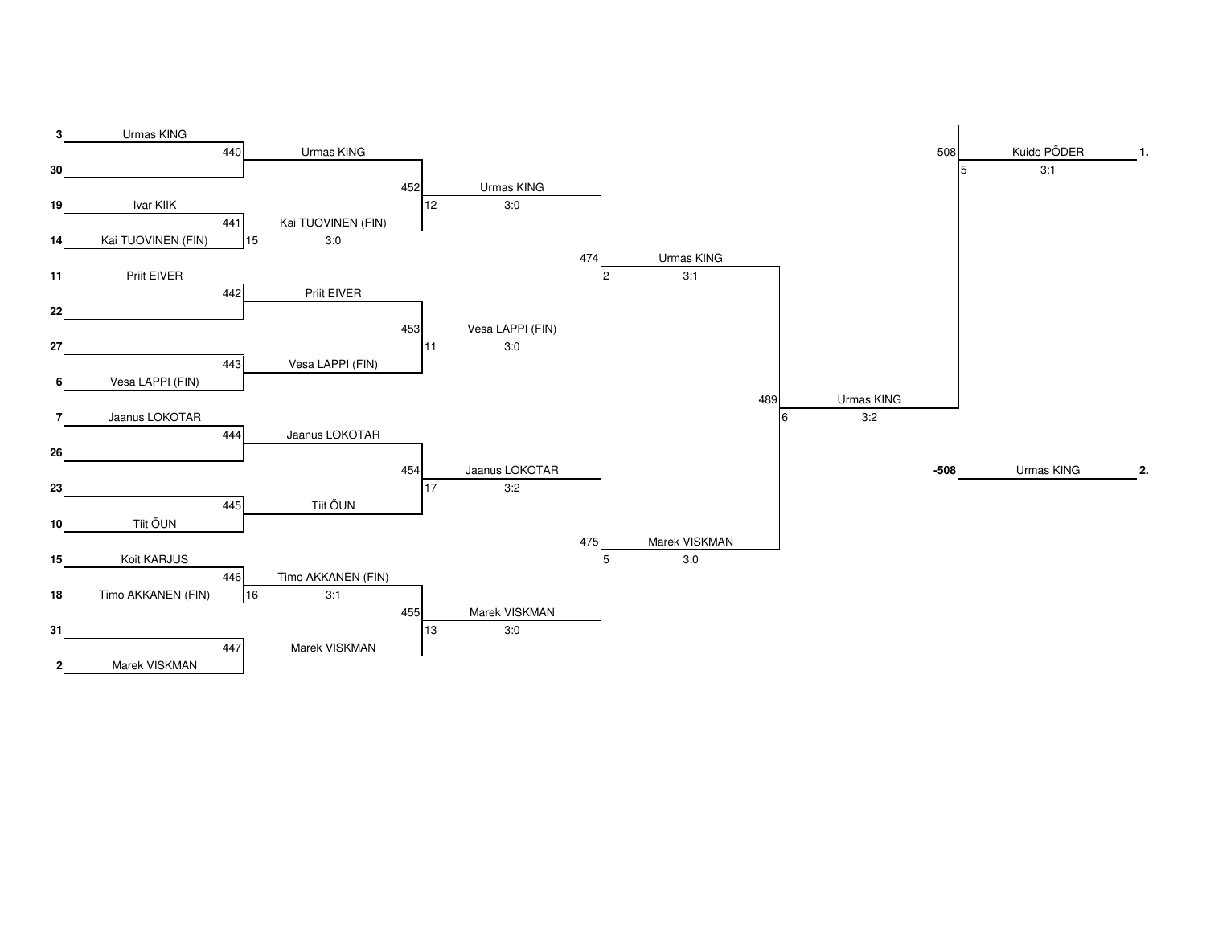## Round 1

| Seed | Player | Match | Winner | Table | Score |
|---|---|---|---|---|---|
| 3 | Urmas KING | 440 | Urmas KING | | |
| 30 | | | | | |
| 19 | Ivar KIIK | 441 | Kai TUOVINEN (FIN) | 15 | 3:0 |
| 14 | Kai TUOVINEN (FIN) | | | | |
| 11 | Priit EIVER | 442 | Priit EIVER | | |
| 22 | | | | | |
| 27 | | 443 | Vesa LAPPI (FIN) | | |
| 6 | Vesa LAPPI (FIN) | | | | |
| 7 | Jaanus LOKOTAR | 444 | Jaanus LOKOTAR | | |
| 26 | | | | | |
| 23 | | 445 | Tiit ÕUN | | |
| 10 | Tiit ÕUN | | | | |
| 15 | Koit KARJUS | 446 | Timo AKKANEN (FIN) | 16 | 3:1 |
| 18 | Timo AKKANEN (FIN) | | | | |
| 31 | | 447 | Marek VISKMAN | | |
| 2 | Marek VISKMAN | | | | |

## Round 2

| Match | Winner | Table | Score |
|---|---|---|---|
| 452 | Urmas KING | 12 | 3:0 |
| 453 | Vesa LAPPI (FIN) | 11 | 3:0 |
| 454 | Jaanus LOKOTAR | 17 | 3:2 |
| 455 | Marek VISKMAN | 13 | 3:0 |

## Round 3

| Match | Winner | Table | Score |
|---|---|---|---|
| 474 | Urmas KING | 2 | 3:1 |
| 475 | Marek VISKMAN | 5 | 3:0 |

## Round 4

| Match | Winner | Table | Score |
|---|---|---|---|
| 489 | Urmas KING | 6 | 3:2 |

## Final

| Match | Player | Table | Score | Place |
|---|---|---|---|---|
| 508 | Kuido PÕDER | 5 | 3:1 | 1. |
| -508 | Urmas KING | | | 2. |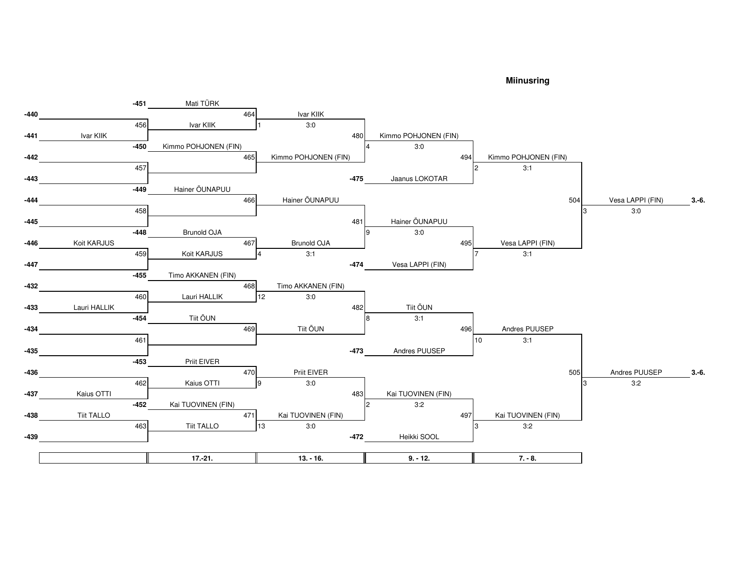### Miinusring

**Round 1**

| Match | Player A | Player B | Winner | Score |
|---|---|---|---|---|
| 456 | -440 | -441 Ivar KIIK | Ivar KIIK | |
| 457 | -442 | -443 | | |
| 458 | -444 | -445 | | |
| 459 | -446 Koit KARJUS | -447 | Koit KARJUS | |
| 460 | -432 | -433 Lauri HALLIK | Lauri HALLIK | |
| 461 | -434 | -435 | | |
| 462 | -436 | -437 Kaius OTTI | Kaius OTTI | |
| 463 | -438 Tiit TALLO | -439 | Tiit TALLO | |

**17.-21.**

| Match | Player A | Player B | Winner | Table | Score |
|---|---|---|---|---|---|
| 464 | -451 Mati TÜRK | Ivar KIIK | Ivar KIIK | 1 | 3:0 |
| 465 | -450 Kimmo POHJONEN (FIN) | | Kimmo POHJONEN (FIN) | | |
| 466 | -449 Hainer ÕUNAPUU | | Hainer ÕUNAPUU | | |
| 467 | -448 Brunold OJA | Koit KARJUS | Brunold OJA | 4 | 3:1 |
| 468 | -455 Timo AKKANEN (FIN) | Lauri HALLIK | Timo AKKANEN (FIN) | 12 | 3:0 |
| 469 | -454 Tiit ÕUN | | Tiit ÕUN | | |
| 470 | -453 Priit EIVER | Kaius OTTI | Priit EIVER | 9 | 3:0 |
| 471 | -452 Kai TUOVINEN (FIN) | Tiit TALLO | Kai TUOVINEN (FIN) | 13 | 3:0 |

**13. - 16.**

| Match | Player A | Player B | Winner | Table | Score |
|---|---|---|---|---|---|
| 480 | Ivar KIIK | Kimmo POHJONEN (FIN) | Kimmo POHJONEN (FIN) | 4 | 3:0 |
| 481 | Hainer ÕUNAPUU | Brunold OJA | Hainer ÕUNAPUU | 9 | 3:0 |
| 482 | Timo AKKANEN (FIN) | Tiit ÕUN | Tiit ÕUN | 8 | 3:1 |
| 483 | Priit EIVER | Kai TUOVINEN (FIN) | Kai TUOVINEN (FIN) | 2 | 3:2 |

**9. - 12.**

| Match | Player A | Player B | Winner | Table | Score |
|---|---|---|---|---|---|
| 494 | Kimmo POHJONEN (FIN) | -475 Jaanus LOKOTAR | Kimmo POHJONEN (FIN) | 2 | 3:1 |
| 495 | Hainer ÕUNAPUU | -474 Vesa LAPPI (FIN) | Vesa LAPPI (FIN) | 7 | 3:1 |
| 496 | Tiit ÕUN | -473 Andres PUUSEP | Andres PUUSEP | 10 | 3:1 |
| 497 | Kai TUOVINEN (FIN) | -472 Heikki SOOL | Kai TUOVINEN (FIN) | 3 | 3:2 |

**7. - 8.**

| Match | Player A | Player B | Winner | Table | Score | Place |
|---|---|---|---|---|---|---|
| 504 | Kimmo POHJONEN (FIN) | Vesa LAPPI (FIN) | Vesa LAPPI (FIN) | 3 | 3:0 | 3.-6. |
| 505 | Andres PUUSEP | Kai TUOVINEN (FIN) | Andres PUUSEP | 3 | 3:2 | 3.-6. |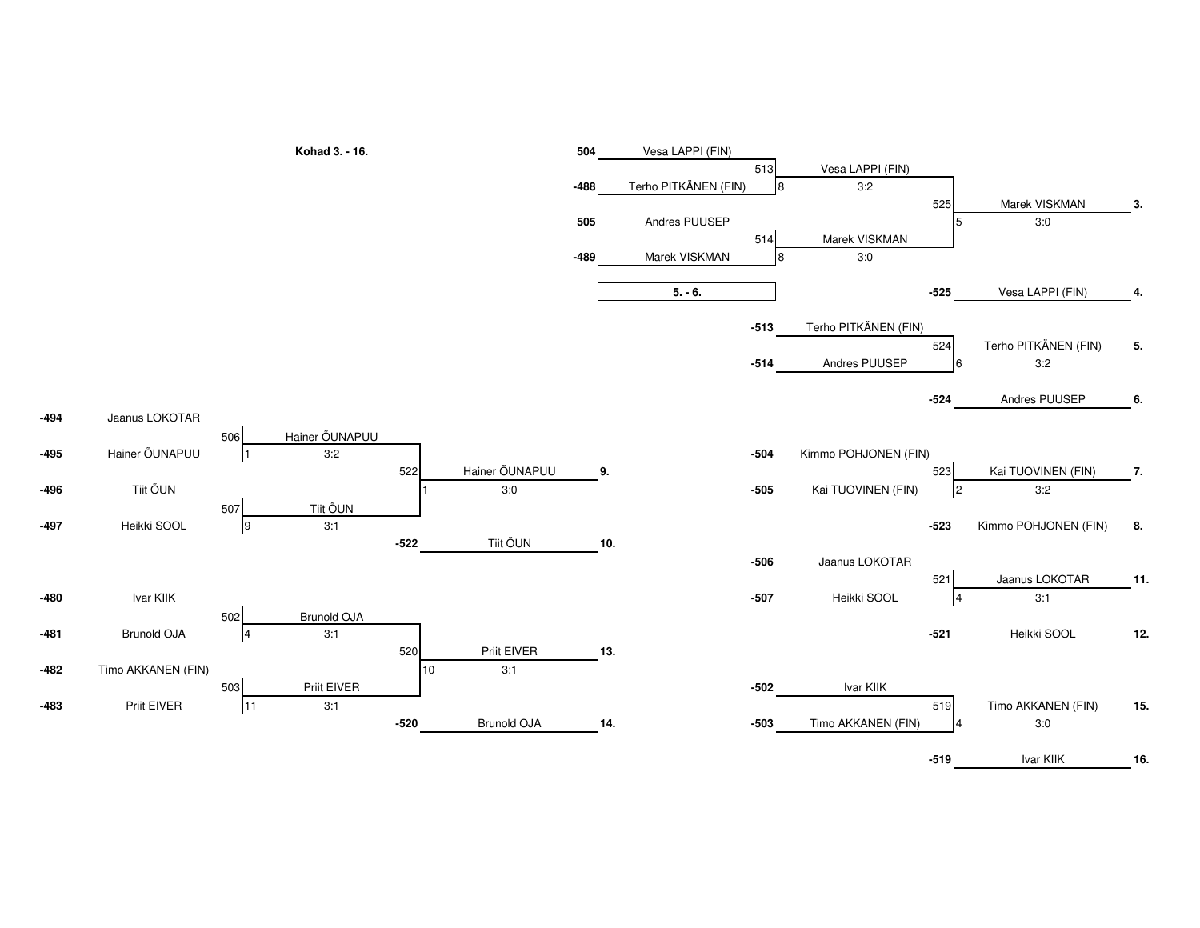**Kohad 3. - 16.**

| Match | Player 1 | Player 2 | Winner | Score | Table |
|---|---|---|---|---|---|
| 513 | 504 Vesa LAPPI (FIN) | -488 Terho PITKÄNEN (FIN) | Vesa LAPPI (FIN) | 3:2 | 8 |
| 514 | 505 Andres PUUSEP | -489 Marek VISKMAN | Marek VISKMAN | 3:0 | 8 |
| 525 | Vesa LAPPI (FIN) | Marek VISKMAN | Marek VISKMAN **3.** | 3:0 | 5 |
| | | | -525 Vesa LAPPI (FIN) **4.** | | |

**5. - 6.**

| Match | Player 1 | Player 2 | Winner | Score | Table |
|---|---|---|---|---|---|
| 524 | -513 Terho PITKÄNEN (FIN) | -514 Andres PUUSEP | Terho PITKÄNEN (FIN) **5.** | 3:2 | 6 |
| | | | -524 Andres PUUSEP **6.** | | |

| Match | Player 1 | Player 2 | Winner | Score | Table |
|---|---|---|---|---|---|
| 523 | -504 Kimmo POHJONEN (FIN) | -505 Kai TUOVINEN (FIN) | Kai TUOVINEN (FIN) **7.** | 3:2 | 2 |
| | | | -523 Kimmo POHJONEN (FIN) **8.** | | |

| Match | Player 1 | Player 2 | Winner | Score | Table |
|---|---|---|---|---|---|
| 506 | -494 Jaanus LOKOTAR | -495 Hainer ÕUNAPUU | Hainer ÕUNAPUU | 3:2 | 1 |
| 507 | -496 Tiit ÕUN | -497 Heikki SOOL | Tiit ÕUN | 3:1 | 9 |
| 522 | Hainer ÕUNAPUU | Tiit ÕUN | Hainer ÕUNAPUU **9.** | 3:0 | 1 |
| | | | -522 Tiit ÕUN **10.** | | |

| Match | Player 1 | Player 2 | Winner | Score | Table |
|---|---|---|---|---|---|
| 521 | -506 Jaanus LOKOTAR | -507 Heikki SOOL | Jaanus LOKOTAR **11.** | 3:1 | 4 |
| | | | -521 Heikki SOOL **12.** | | |

| Match | Player 1 | Player 2 | Winner | Score | Table |
|---|---|---|---|---|---|
| 502 | -480 Ivar KIIK | -481 Brunold OJA | Brunold OJA | 3:1 | 4 |
| 503 | -482 Timo AKKANEN (FIN) | -483 Priit EIVER | Priit EIVER | 3:1 | 11 |
| 520 | Brunold OJA | Priit EIVER | Priit EIVER **13.** | 3:1 | 10 |
| | | | -520 Brunold OJA **14.** | | |

| Match | Player 1 | Player 2 | Winner | Score | Table |
|---|---|---|---|---|---|
| 519 | -502 Ivar KIIK | -503 Timo AKKANEN (FIN) | Timo AKKANEN (FIN) **15.** | 3:0 | 4 |
| | | | -519 Ivar KIIK **16.** | | |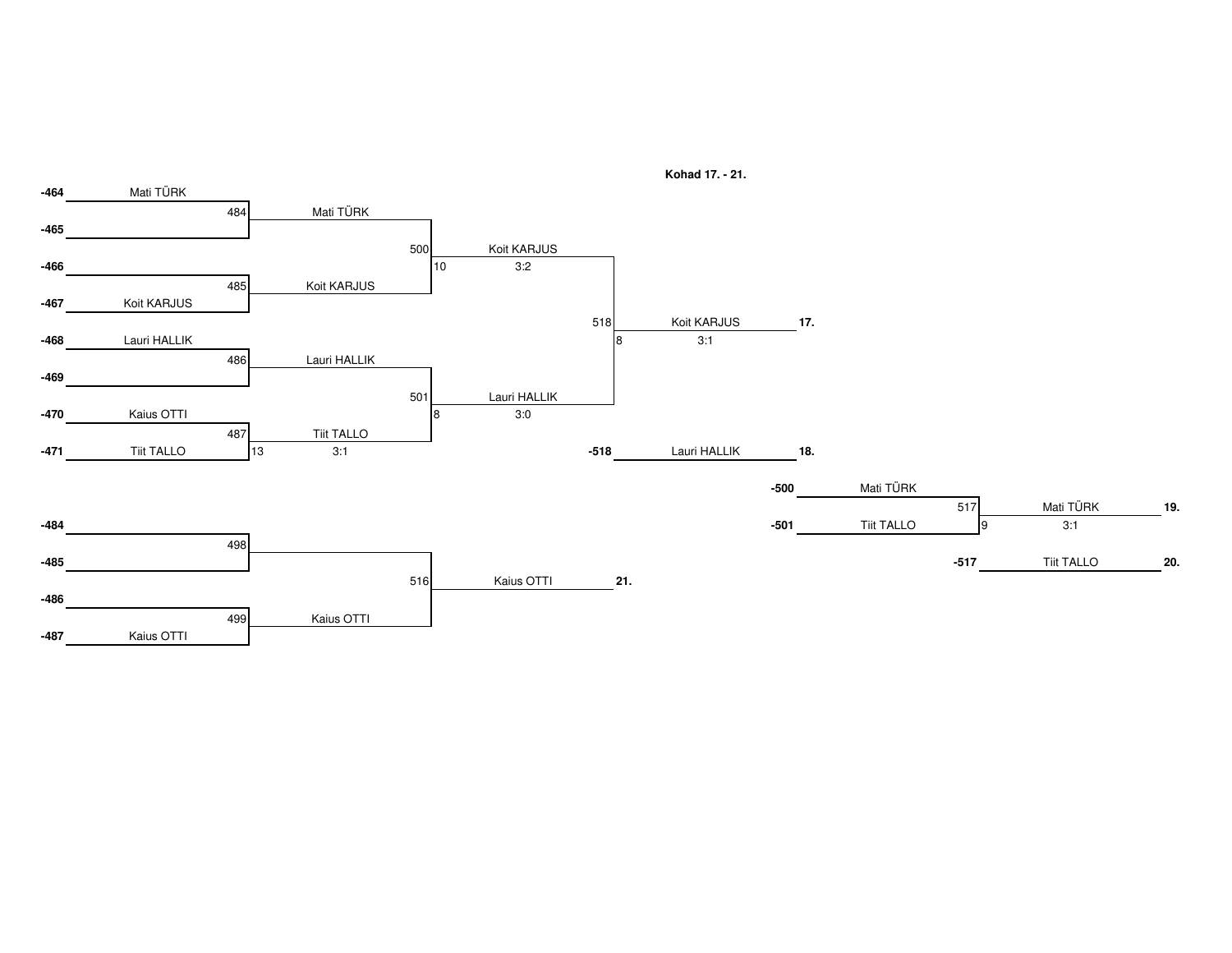**Kohad 17. - 21.**

-464 Mati TÜRK

484 Mati TÜRK

-465

500 Koit KARJUS

10 3:2

-466

485 Koit KARJUS

-467 Koit KARJUS

518 Koit KARJUS **17.**

8 3:1

-468 Lauri HALLIK

486 Lauri HALLIK

-469

501 Lauri HALLIK

8 3:0

-470 Kaius OTTI

487 Tiit TALLO

-471 Tiit TALLO

13 3:1

-518 Lauri HALLIK **18.**

-500 Mati TÜRK

517 Mati TÜRK **19.**

-501 Tiit TALLO

9 3:1

-517 Tiit TALLO **20.**

-484

498

-485

516 Kaius OTTI **21.**

-486

499 Kaius OTTI

-487 Kaius OTTI